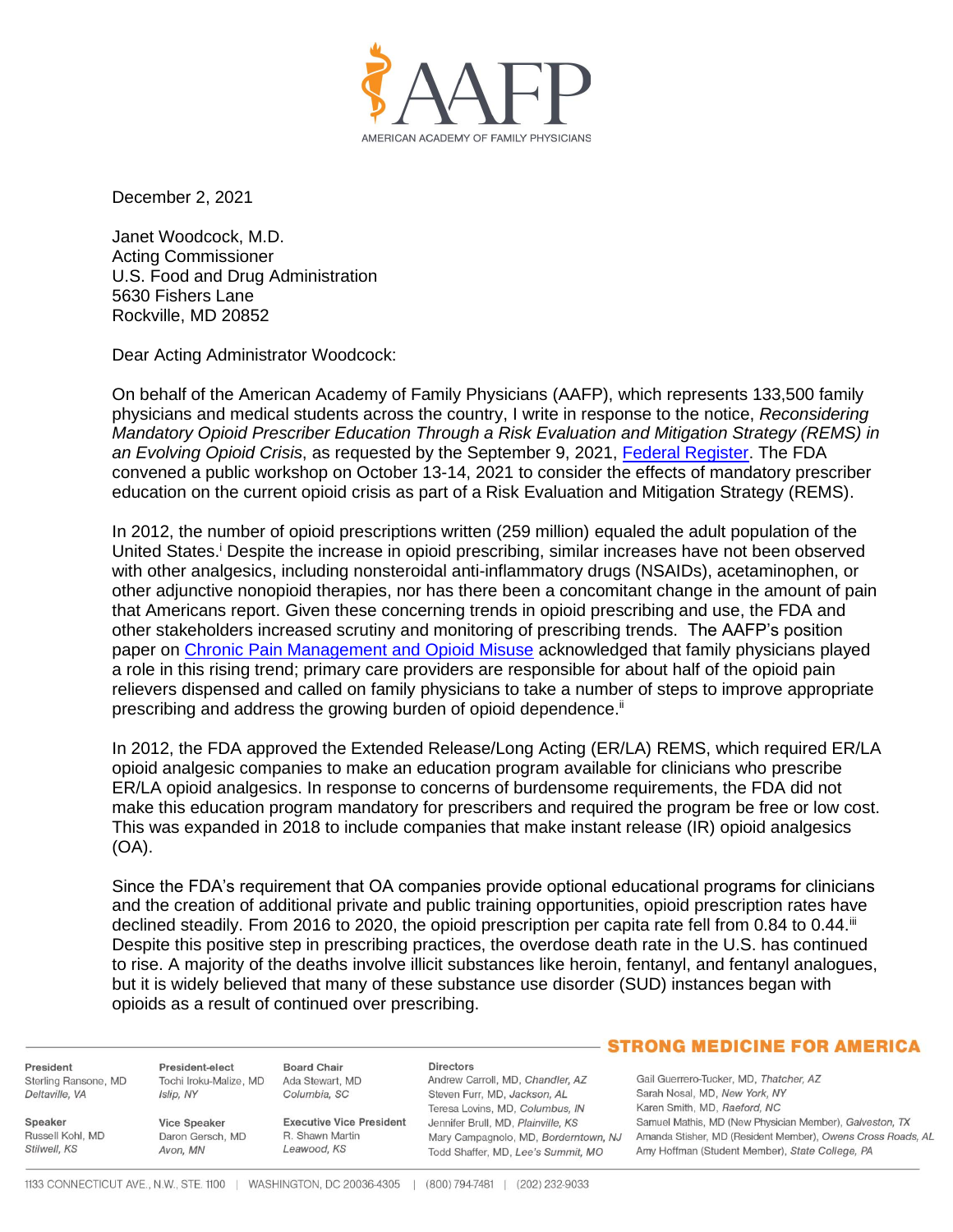December 2, 2021

Janet Woodcock, M.D.
Acting Commissioner
U.S. Food and Drug Administration
5630 Fishers Lane
Rockville, MD 20852

Dear Acting Administrator Woodcock:

On behalf of the American Academy of Family Physicians (AAFP), which represents 133,500 family physicians and medical students across the country, I write in response to the notice, *Reconsidering Mandatory Opioid Prescriber Education Through a Risk Evaluation and Mitigation Strategy (REMS) in an Evolving Opioid Crisis*, as requested by the September 9, 2021, Federal Register. The FDA convened a public workshop on October 13-14, 2021 to consider the effects of mandatory prescriber education on the current opioid crisis as part of a Risk Evaluation and Mitigation Strategy (REMS).

In 2012, the number of opioid prescriptions written (259 million) equaled the adult population of the United States.[i] Despite the increase in opioid prescribing, similar increases have not been observed with other analgesics, including nonsteroidal anti-inflammatory drugs (NSAIDs), acetaminophen, or other adjunctive nonopioid therapies, nor has there been a concomitant change in the amount of pain that Americans report. Given these concerning trends in opioid prescribing and use, the FDA and other stakeholders increased scrutiny and monitoring of prescribing trends. The AAFP's position paper on Chronic Pain Management and Opioid Misuse acknowledged that family physicians played a role in this rising trend; primary care providers are responsible for about half of the opioid pain relievers dispensed and called on family physicians to take a number of steps to improve appropriate prescribing and address the growing burden of opioid dependence.[ii]

In 2012, the FDA approved the Extended Release/Long Acting (ER/LA) REMS, which required ER/LA opioid analgesic companies to make an education program available for clinicians who prescribe ER/LA opioid analgesics. In response to concerns of burdensome requirements, the FDA did not make this education program mandatory for prescribers and required the program be free or low cost. This was expanded in 2018 to include companies that make instant release (IR) opioid analgesics (OA).

Since the FDA's requirement that OA companies provide optional educational programs for clinicians and the creation of additional private and public training opportunities, opioid prescription rates have declined steadily. From 2016 to 2020, the opioid prescription per capita rate fell from 0.84 to 0.44.[iii] Despite this positive step in prescribing practices, the overdose death rate in the U.S. has continued to rise. A majority of the deaths involve illicit substances like heroin, fentanyl, and fentanyl analogues, but it is widely believed that many of these substance use disorder (SUD) instances began with opioids as a result of continued over prescribing.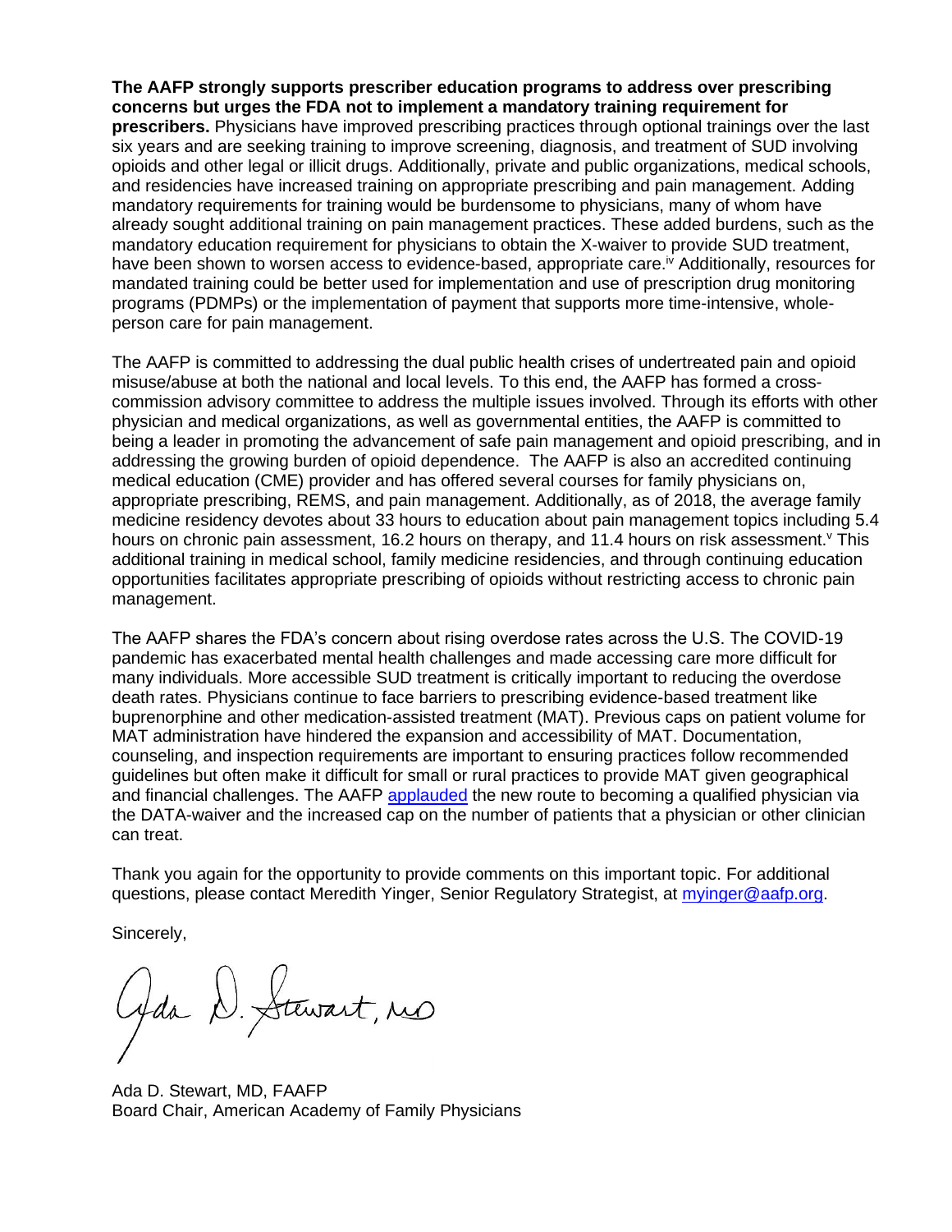**The AAFP strongly supports prescriber education programs to address over prescribing concerns but urges the FDA not to implement a mandatory training requirement for prescribers.** Physicians have improved prescribing practices through optional trainings over the last six years and are seeking training to improve screening, diagnosis, and treatment of SUD involving opioids and other legal or illicit drugs. Additionally, private and public organizations, medical schools, and residencies have increased training on appropriate prescribing and pain management. Adding mandatory requirements for training would be burdensome to physicians, many of whom have already sought additional training on pain management practices. These added burdens, such as the mandatory education requirement for physicians to obtain the X-waiver to provide SUD treatment, have been shown to worsen access to evidence-based, appropriate care.[iv] Additionally, resources for mandated training could be better used for implementation and use of prescription drug monitoring programs (PDMPs) or the implementation of payment that supports more time-intensive, whole-person care for pain management.

The AAFP is committed to addressing the dual public health crises of undertreated pain and opioid misuse/abuse at both the national and local levels. To this end, the AAFP has formed a cross-commission advisory committee to address the multiple issues involved. Through its efforts with other physician and medical organizations, as well as governmental entities, the AAFP is committed to being a leader in promoting the advancement of safe pain management and opioid prescribing, and in addressing the growing burden of opioid dependence. The AAFP is also an accredited continuing medical education (CME) provider and has offered several courses for family physicians on, appropriate prescribing, REMS, and pain management. Additionally, as of 2018, the average family medicine residency devotes about 33 hours to education about pain management topics including 5.4 hours on chronic pain assessment, 16.2 hours on therapy, and 11.4 hours on risk assessment.[v] This additional training in medical school, family medicine residencies, and through continuing education opportunities facilitates appropriate prescribing of opioids without restricting access to chronic pain management.

The AAFP shares the FDA's concern about rising overdose rates across the U.S. The COVID-19 pandemic has exacerbated mental health challenges and made accessing care more difficult for many individuals. More accessible SUD treatment is critically important to reducing the overdose death rates. Physicians continue to face barriers to prescribing evidence-based treatment like buprenorphine and other medication-assisted treatment (MAT). Previous caps on patient volume for MAT administration have hindered the expansion and accessibility of MAT. Documentation, counseling, and inspection requirements are important to ensuring practices follow recommended guidelines but often make it difficult for small or rural practices to provide MAT given geographical and financial challenges. The AAFP applauded the new route to becoming a qualified physician via the DATA-waiver and the increased cap on the number of patients that a physician or other clinician can treat.

Thank you again for the opportunity to provide comments on this important topic. For additional questions, please contact Meredith Yinger, Senior Regulatory Strategist, at myinger@aafp.org.

Sincerely,

Ada D. Stewart, MD

Ada D. Stewart, MD, FAAFP
Board Chair, American Academy of Family Physicians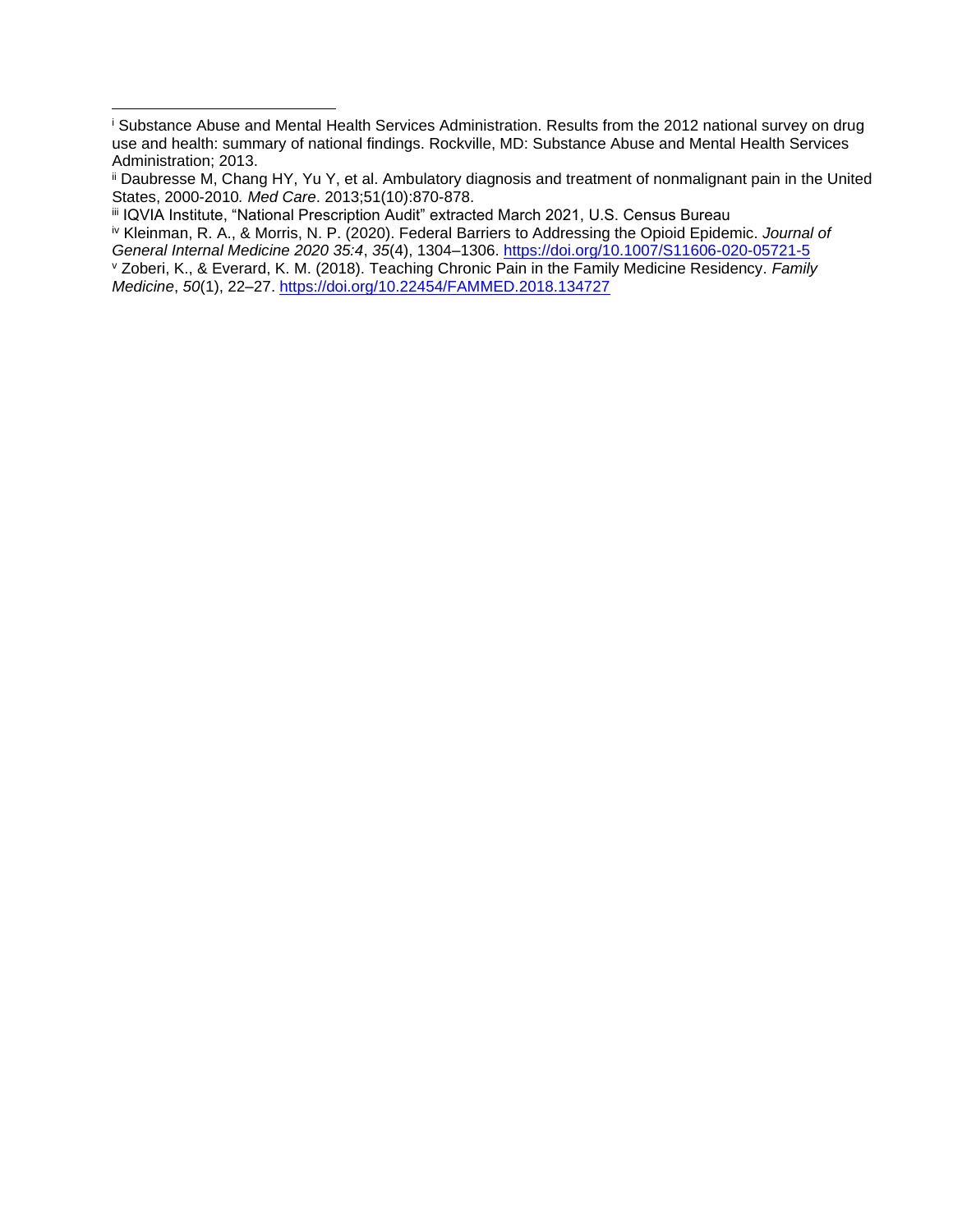---

[i] Substance Abuse and Mental Health Services Administration. Results from the 2012 national survey on drug use and health: summary of national findings. Rockville, MD: Substance Abuse and Mental Health Services Administration; 2013.

[ii] Daubresse M, Chang HY, Yu Y, et al. Ambulatory diagnosis and treatment of nonmalignant pain in the United States, 2000-2010*. Med Care*. 2013;51(10):870-878.

[iii] IQVIA Institute, "National Prescription Audit" extracted March 2021, U.S. Census Bureau

[iv] Kleinman, R. A., & Morris, N. P. (2020). Federal Barriers to Addressing the Opioid Epidemic. *Journal of General Internal Medicine 2020 35:4*, *35*(4), 1304–1306. https://doi.org/10.1007/S11606-020-05721-5

[v] Zoberi, K., & Everard, K. M. (2018). Teaching Chronic Pain in the Family Medicine Residency. *Family Medicine*, *50*(1), 22–27. https://doi.org/10.22454/FAMMED.2018.134727